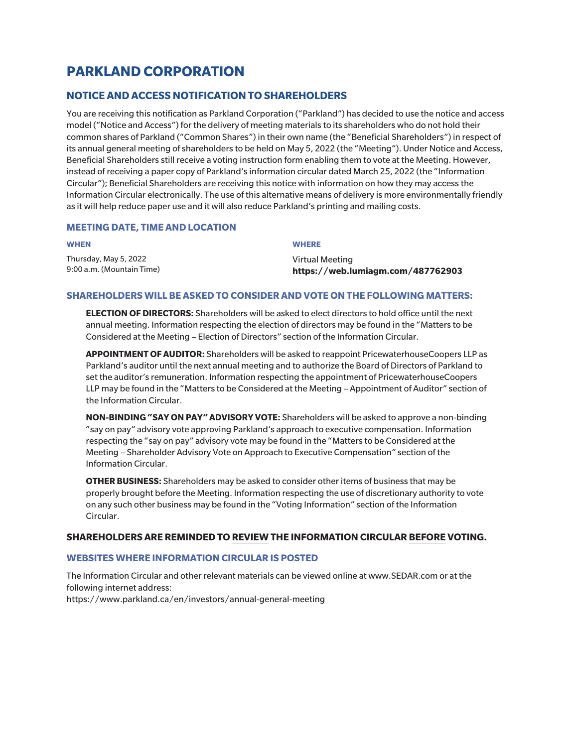# PARKLAND CORPORATION

## NOTICE AND ACCESS NOTIFICATION TO SHAREHOLDERS

You are receiving this notification as Parkland Corporation ("Parkland") has decided to use the notice and access model ("Notice and Access") for the delivery of meeting materials to its shareholders who do not hold their common shares of Parkland ("Common Shares") in their own name (the "Beneficial Shareholders") in respect of its annual general meeting of shareholders to be held on May 5, 2022 (the "Meeting"). Under Notice and Access, Beneficial Shareholders still receive a voting instruction form enabling them to vote at the Meeting. However, instead of receiving a paper copy of Parkland's information circular dated March 25, 2022 (the "Information Circular"); Beneficial Shareholders are receiving this notice with information on how they may access the Information Circular electronically. The use of this alternative means of delivery is more environmentally friendly as it will help reduce paper use and it will also reduce Parkland's printing and mailing costs.

### MEETING DATE, TIME AND LOCATION

**WHEN**

Thursday, May 5, 2022
9:00 a.m. (Mountain Time)

**WHERE**

Virtual Meeting
**https://web.lumiagm.com/487762903**

### SHAREHOLDERS WILL BE ASKED TO CONSIDER AND VOTE ON THE FOLLOWING MATTERS:

**ELECTION OF DIRECTORS:** Shareholders will be asked to elect directors to hold office until the next annual meeting. Information respecting the election of directors may be found in the "Matters to be Considered at the Meeting – Election of Directors" section of the Information Circular.

**APPOINTMENT OF AUDITOR:** Shareholders will be asked to reappoint PricewaterhouseCoopers LLP as Parkland's auditor until the next annual meeting and to authorize the Board of Directors of Parkland to set the auditor's remuneration. Information respecting the appointment of PricewaterhouseCoopers LLP may be found in the "Matters to be Considered at the Meeting – Appointment of Auditor" section of the Information Circular.

**NON-BINDING "SAY ON PAY" ADVISORY VOTE:** Shareholders will be asked to approve a non-binding "say on pay" advisory vote approving Parkland's approach to executive compensation. Information respecting the "say on pay" advisory vote may be found in the "Matters to be Considered at the Meeting – Shareholder Advisory Vote on Approach to Executive Compensation" section of the Information Circular.

**OTHER BUSINESS:** Shareholders may be asked to consider other items of business that may be properly brought before the Meeting. Information respecting the use of discretionary authority to vote on any such other business may be found in the "Voting Information" section of the Information Circular.

**SHAREHOLDERS ARE REMINDED TO <u>REVIEW</u> THE INFORMATION CIRCULAR <u>BEFORE</u> VOTING.**

### WEBSITES WHERE INFORMATION CIRCULAR IS POSTED

The Information Circular and other relevant materials can be viewed online at www.SEDAR.com or at the following internet address:
https://www.parkland.ca/en/investors/annual-general-meeting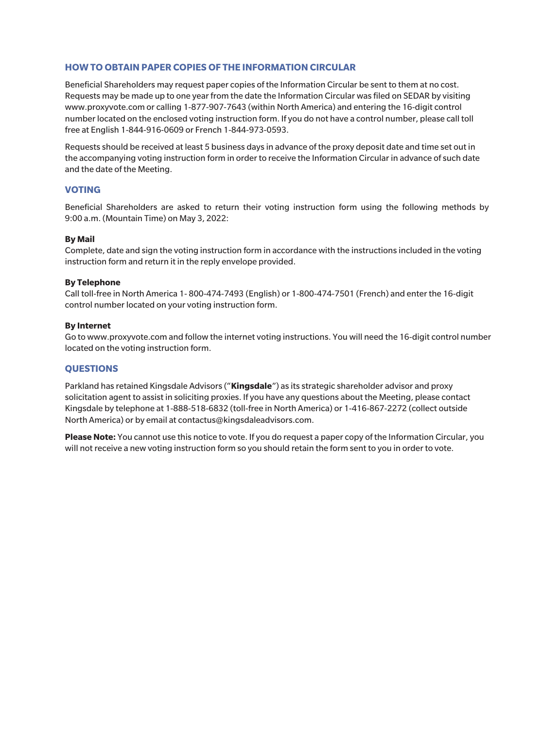## HOW TO OBTAIN PAPER COPIES OF THE INFORMATION CIRCULAR

Beneficial Shareholders may request paper copies of the Information Circular be sent to them at no cost. Requests may be made up to one year from the date the Information Circular was filed on SEDAR by visiting www.proxyvote.com or calling 1-877-907-7643 (within North America) and entering the 16-digit control number located on the enclosed voting instruction form. If you do not have a control number, please call toll free at English 1-844-916-0609 or French 1-844-973-0593.

Requests should be received at least 5 business days in advance of the proxy deposit date and time set out in the accompanying voting instruction form in order to receive the Information Circular in advance of such date and the date of the Meeting.

## VOTING

Beneficial Shareholders are asked to return their voting instruction form using the following methods by 9:00 a.m. (Mountain Time) on May 3, 2022:

**By Mail**
Complete, date and sign the voting instruction form in accordance with the instructions included in the voting instruction form and return it in the reply envelope provided.

**By Telephone**
Call toll-free in North America 1- 800-474-7493 (English) or 1-800-474-7501 (French) and enter the 16-digit control number located on your voting instruction form.

**By Internet**
Go to www.proxyvote.com and follow the internet voting instructions. You will need the 16-digit control number located on the voting instruction form.

## QUESTIONS

Parkland has retained Kingsdale Advisors ("**Kingsdale**") as its strategic shareholder advisor and proxy solicitation agent to assist in soliciting proxies. If you have any questions about the Meeting, please contact Kingsdale by telephone at 1-888-518-6832 (toll-free in North America) or 1-416-867-2272 (collect outside North America) or by email at contactus@kingsdaleadvisors.com.

**Please Note:** You cannot use this notice to vote. If you do request a paper copy of the Information Circular, you will not receive a new voting instruction form so you should retain the form sent to you in order to vote.